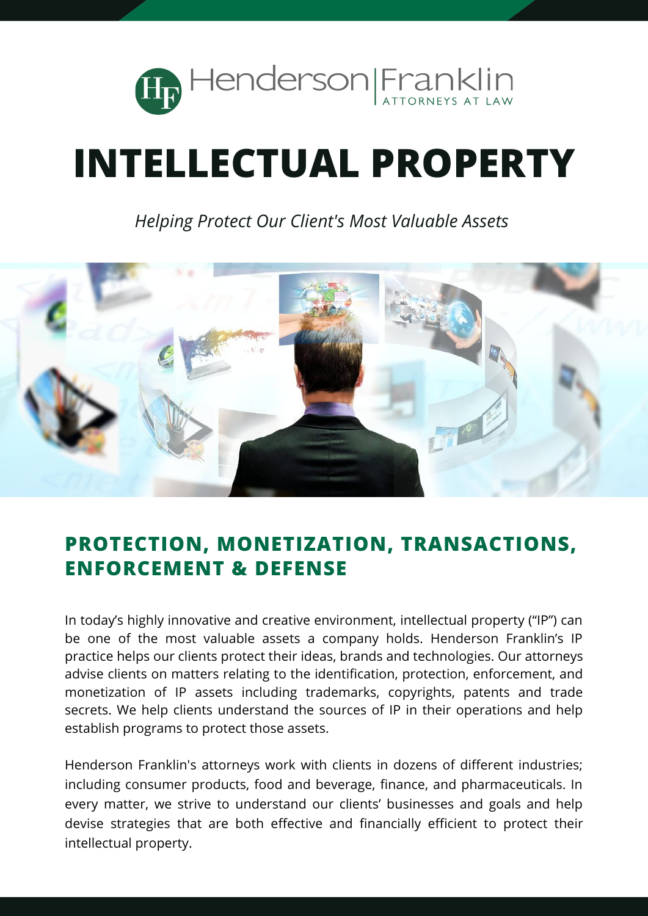Henderson | Franklin
ATTORNEYS AT LAW

# INTELLECTUAL PROPERTY

*Helping Protect Our Client's Most Valuable Assets*

## PROTECTION, MONETIZATION, TRANSACTIONS, ENFORCEMENT & DEFENSE

In today's highly innovative and creative environment, intellectual property ("IP") can be one of the most valuable assets a company holds. Henderson Franklin's IP practice helps our clients protect their ideas, brands and technologies. Our attorneys advise clients on matters relating to the identification, protection, enforcement, and monetization of IP assets including trademarks, copyrights, patents and trade secrets. We help clients understand the sources of IP in their operations and help establish programs to protect those assets.

Henderson Franklin's attorneys work with clients in dozens of different industries; including consumer products, food and beverage, finance, and pharmaceuticals. In every matter, we strive to understand our clients' businesses and goals and help devise strategies that are both effective and financially efficient to protect their intellectual property.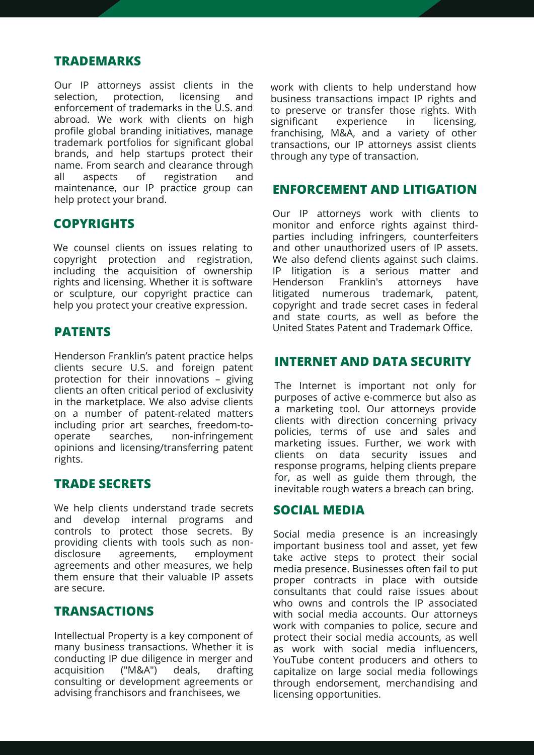## TRADEMARKS

Our IP attorneys assist clients in the selection, protection, licensing and enforcement of trademarks in the U.S. and abroad. We work with clients on high profile global branding initiatives, manage trademark portfolios for significant global brands, and help startups protect their name. From search and clearance through all aspects of registration and maintenance, our IP practice group can help protect your brand.

## COPYRIGHTS

We counsel clients on issues relating to copyright protection and registration, including the acquisition of ownership rights and licensing. Whether it is software or sculpture, our copyright practice can help you protect your creative expression.

## PATENTS

Henderson Franklin's patent practice helps clients secure U.S. and foreign patent protection for their innovations – giving clients an often critical period of exclusivity in the marketplace. We also advise clients on a number of patent-related matters including prior art searches, freedom-to-operate searches, non-infringement opinions and licensing/transferring patent rights.

## TRADE SECRETS

We help clients understand trade secrets and develop internal programs and controls to protect those secrets. By providing clients with tools such as non-disclosure agreements, employment agreements and other measures, we help them ensure that their valuable IP assets are secure.

## TRANSACTIONS

Intellectual Property is a key component of many business transactions. Whether it is conducting IP due diligence in merger and acquisition ("M&A") deals, drafting consulting or development agreements or advising franchisors and franchisees, we work with clients to help understand how business transactions impact IP rights and to preserve or transfer those rights. With significant experience in licensing, franchising, M&A, and a variety of other transactions, our IP attorneys assist clients through any type of transaction.

## ENFORCEMENT AND LITIGATION

Our IP attorneys work with clients to monitor and enforce rights against third-parties including infringers, counterfeiters and other unauthorized users of IP assets. We also defend clients against such claims. IP litigation is a serious matter and Henderson Franklin's attorneys have litigated numerous trademark, patent, copyright and trade secret cases in federal and state courts, as well as before the United States Patent and Trademark Office.

## INTERNET AND DATA SECURITY

The Internet is important not only for purposes of active e-commerce but also as a marketing tool. Our attorneys provide clients with direction concerning privacy policies, terms of use and sales and marketing issues. Further, we work with clients on data security issues and response programs, helping clients prepare for, as well as guide them through, the inevitable rough waters a breach can bring.

## SOCIAL MEDIA

Social media presence is an increasingly important business tool and asset, yet few take active steps to protect their social media presence. Businesses often fail to put proper contracts in place with outside consultants that could raise issues about who owns and controls the IP associated with social media accounts. Our attorneys work with companies to police, secure and protect their social media accounts, as well as work with social media influencers, YouTube content producers and others to capitalize on large social media followings through endorsement, merchandising and licensing opportunities.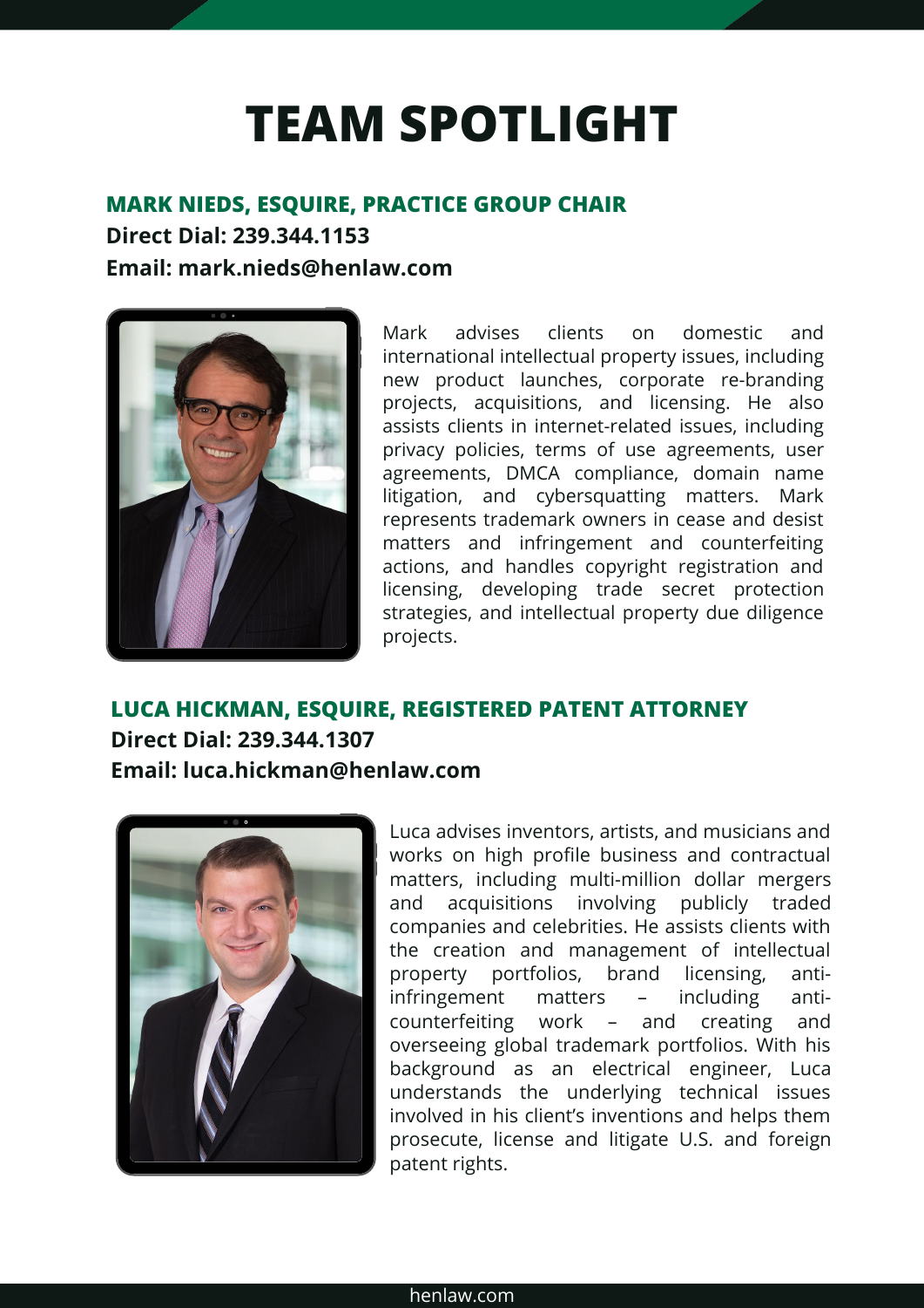# TEAM SPOTLIGHT

## MARK NIEDS, ESQUIRE, PRACTICE GROUP CHAIR

**Direct Dial: 239.344.1153**

**Email: mark.nieds@henlaw.com**

Mark advises clients on domestic and international intellectual property issues, including new product launches, corporate re-branding projects, acquisitions, and licensing. He also assists clients in internet-related issues, including privacy policies, terms of use agreements, user agreements, DMCA compliance, domain name litigation, and cybersquatting matters. Mark represents trademark owners in cease and desist matters and infringement and counterfeiting actions, and handles copyright registration and licensing, developing trade secret protection strategies, and intellectual property due diligence projects.

## LUCA HICKMAN, ESQUIRE, REGISTERED PATENT ATTORNEY

**Direct Dial: 239.344.1307**

**Email: luca.hickman@henlaw.com**

Luca advises inventors, artists, and musicians and works on high profile business and contractual matters, including multi-million dollar mergers and acquisitions involving publicly traded companies and celebrities. He assists clients with the creation and management of intellectual property portfolios, brand licensing, anti-infringement matters – including anti-counterfeiting work – and creating and overseeing global trademark portfolios. With his background as an electrical engineer, Luca understands the underlying technical issues involved in his client's inventions and helps them prosecute, license and litigate U.S. and foreign patent rights.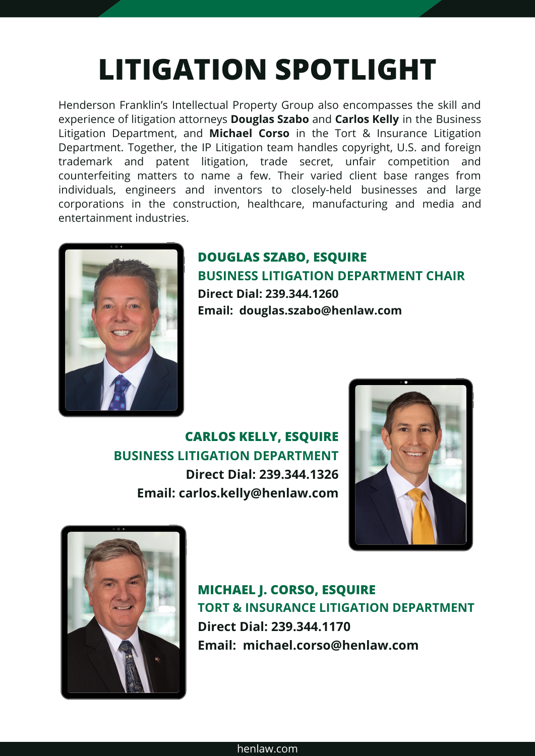# LITIGATION SPOTLIGHT

Henderson Franklin's Intellectual Property Group also encompasses the skill and experience of litigation attorneys **Douglas Szabo** and **Carlos Kelly** in the Business Litigation Department, and **Michael Corso** in the Tort & Insurance Litigation Department. Together, the IP Litigation team handles copyright, U.S. and foreign trademark and patent litigation, trade secret, unfair competition and counterfeiting matters to name a few. Their varied client base ranges from individuals, engineers and inventors to closely-held businesses and large corporations in the construction, healthcare, manufacturing and media and entertainment industries.

**DOUGLAS SZABO, ESQUIRE**
**BUSINESS LITIGATION DEPARTMENT CHAIR**
**Direct Dial: 239.344.1260**
**Email: douglas.szabo@henlaw.com**

**CARLOS KELLY, ESQUIRE**
**BUSINESS LITIGATION DEPARTMENT**
**Direct Dial: 239.344.1326**
**Email: carlos.kelly@henlaw.com**

**MICHAEL J. CORSO, ESQUIRE**
**TORT & INSURANCE LITIGATION DEPARTMENT**
**Direct Dial: 239.344.1170**
**Email: michael.corso@henlaw.com**